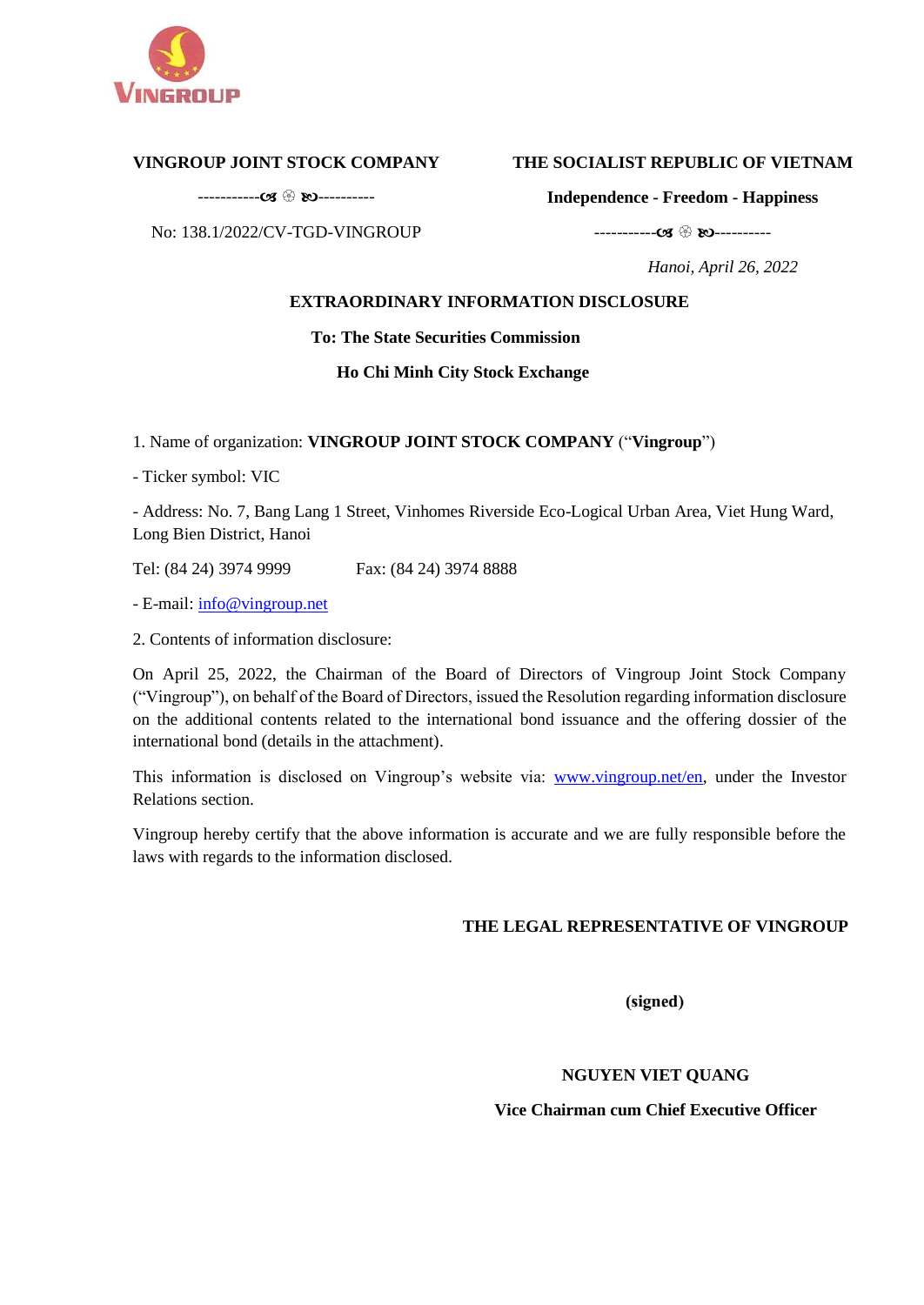VINGROUP

**VINGROUP JOINT STOCK COMPANY**

-----------☙ ❀ ❧----------

No: 138.1/2022/CV-TGD-VINGROUP

**THE SOCIALIST REPUBLIC OF VIETNAM**

**Independence - Freedom - Happiness**

-----------☙ ❀ ❧----------

*Hanoi, April 26, 2022*

# EXTRAORDINARY INFORMATION DISCLOSURE

**To: The State Securities Commission**

**Ho Chi Minh City Stock Exchange**

1. Name of organization: **VINGROUP JOINT STOCK COMPANY** ("**Vingroup**")

- Ticker symbol: VIC

- Address: No. 7, Bang Lang 1 Street, Vinhomes Riverside Eco-Logical Urban Area, Viet Hung Ward, Long Bien District, Hanoi

Tel: (84 24) 3974 9999 Fax: (84 24) 3974 8888

- E-mail: info@vingroup.net

2. Contents of information disclosure:

On April 25, 2022, the Chairman of the Board of Directors of Vingroup Joint Stock Company ("Vingroup"), on behalf of the Board of Directors, issued the Resolution regarding information disclosure on the additional contents related to the international bond issuance and the offering dossier of the international bond (details in the attachment).

This information is disclosed on Vingroup's website via: www.vingroup.net/en, under the Investor Relations section.

Vingroup hereby certify that the above information is accurate and we are fully responsible before the laws with regards to the information disclosed.

**THE LEGAL REPRESENTATIVE OF VINGROUP**

**(signed)**

**NGUYEN VIET QUANG**

**Vice Chairman cum Chief Executive Officer**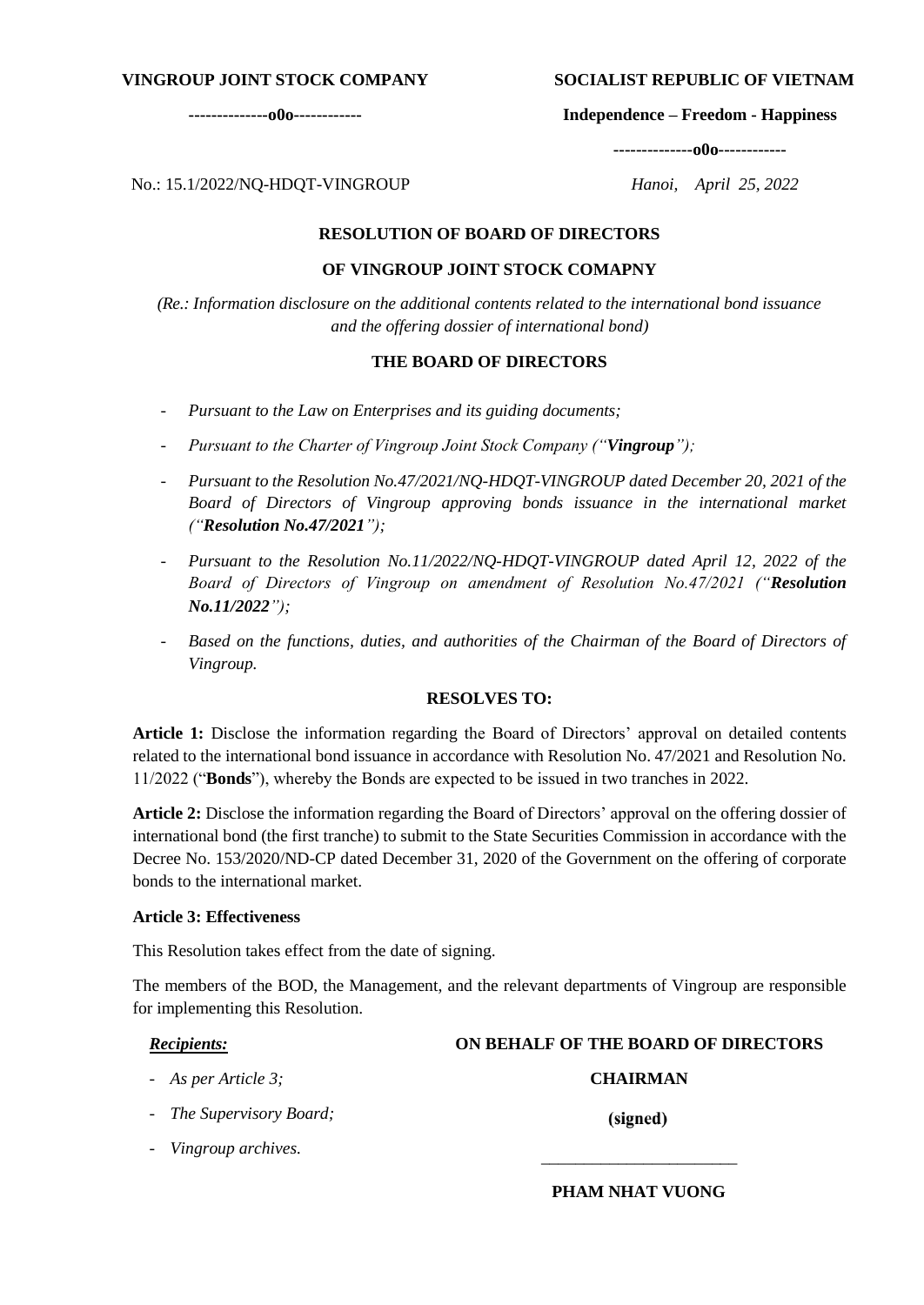**VINGROUP JOINT STOCK COMPANY**

**--------------o0o------------**

**SOCIALIST REPUBLIC OF VIETNAM**

**Independence – Freedom - Happiness**

**--------------o0o------------**

No.: 15.1/2022/NQ-HDQT-VINGROUP

*Hanoi, April 25, 2022*

**RESOLUTION OF BOARD OF DIRECTORS**

**OF VINGROUP JOINT STOCK COMAPNY**

*(Re.: Information disclosure on the additional contents related to the international bond issuance and the offering dossier of international bond)*

**THE BOARD OF DIRECTORS**

- *Pursuant to the Law on Enterprises and its guiding documents;*
- *Pursuant to the Charter of Vingroup Joint Stock Company ("**Vingroup**");*
- *Pursuant to the Resolution No.47/2021/NQ-HDQT-VINGROUP dated December 20, 2021 of the Board of Directors of Vingroup approving bonds issuance in the international market ("**Resolution No.47/2021**");*
- *Pursuant to the Resolution No.11/2022/NQ-HDQT-VINGROUP dated April 12, 2022 of the Board of Directors of Vingroup on amendment of Resolution No.47/2021 ("**Resolution No.11/2022**");*
- *Based on the functions, duties, and authorities of the Chairman of the Board of Directors of Vingroup.*

**RESOLVES TO:**

**Article 1:** Disclose the information regarding the Board of Directors' approval on detailed contents related to the international bond issuance in accordance with Resolution No. 47/2021 and Resolution No. 11/2022 ("**Bonds**"), whereby the Bonds are expected to be issued in two tranches in 2022.

**Article 2:** Disclose the information regarding the Board of Directors' approval on the offering dossier of international bond (the first tranche) to submit to the State Securities Commission in accordance with the Decree No. 153/2020/ND-CP dated December 31, 2020 of the Government on the offering of corporate bonds to the international market.

**Article 3: Effectiveness**

This Resolution takes effect from the date of signing.

The members of the BOD, the Management, and the relevant departments of Vingroup are responsible for implementing this Resolution.

***Recipients:***

- *As per Article 3;*
- *The Supervisory Board;*
- *Vingroup archives.*

**ON BEHALF OF THE BOARD OF DIRECTORS**

**CHAIRMAN**

**(signed)**

**PHAM NHAT VUONG**